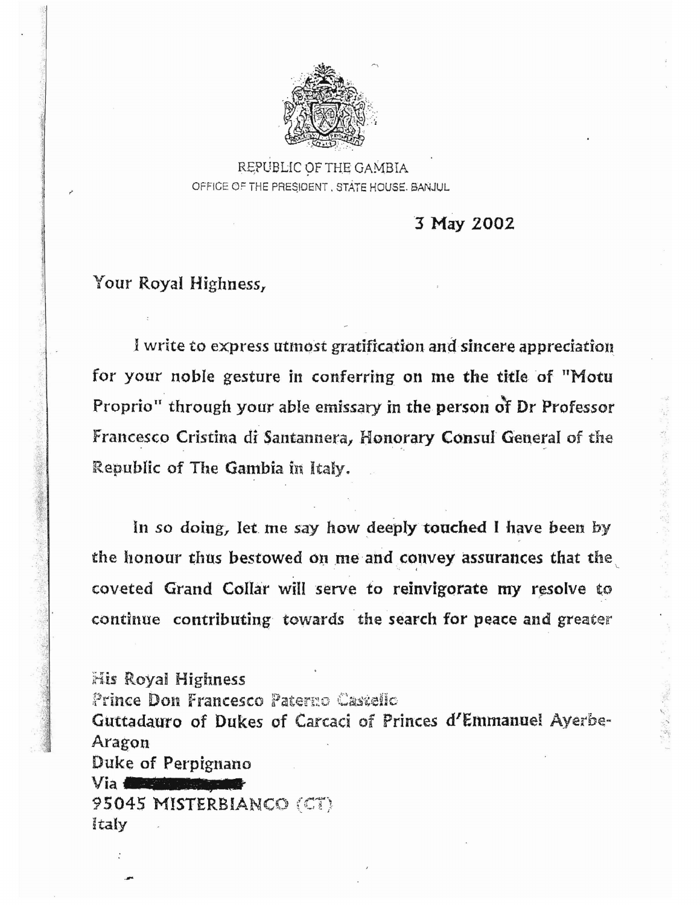REPUBLIC OF THE GAMBIA

OFFICE OF THE PRESIDENT . STATE HOUSE. BANJUL

3 May 2002

Your Royal Highness,

I write to express utmost gratification and sincere appreciation for your noble gesture in conferring on me the title of "Motu Proprio" through your able emissary in the person of Dr Professor Francesco Cristina di Santannera, Honorary Consul General of the Republic of The Gambia in Italy.

In so doing, let me say how deeply touched I have been by the honour thus bestowed on me and convey assurances that the coveted Grand Collar will serve to reinvigorate my resolve to continue contributing towards the search for peace and greater

His Royal Highness
Prince Don Francesco Paternò Castello
Guttadauro of Dukes of Carcaci of Princes d'Emmanuel Ayerbe-Aragon
Duke of Perpignano
Via ████████
95045 MISTERBIANCO (CT)
Italy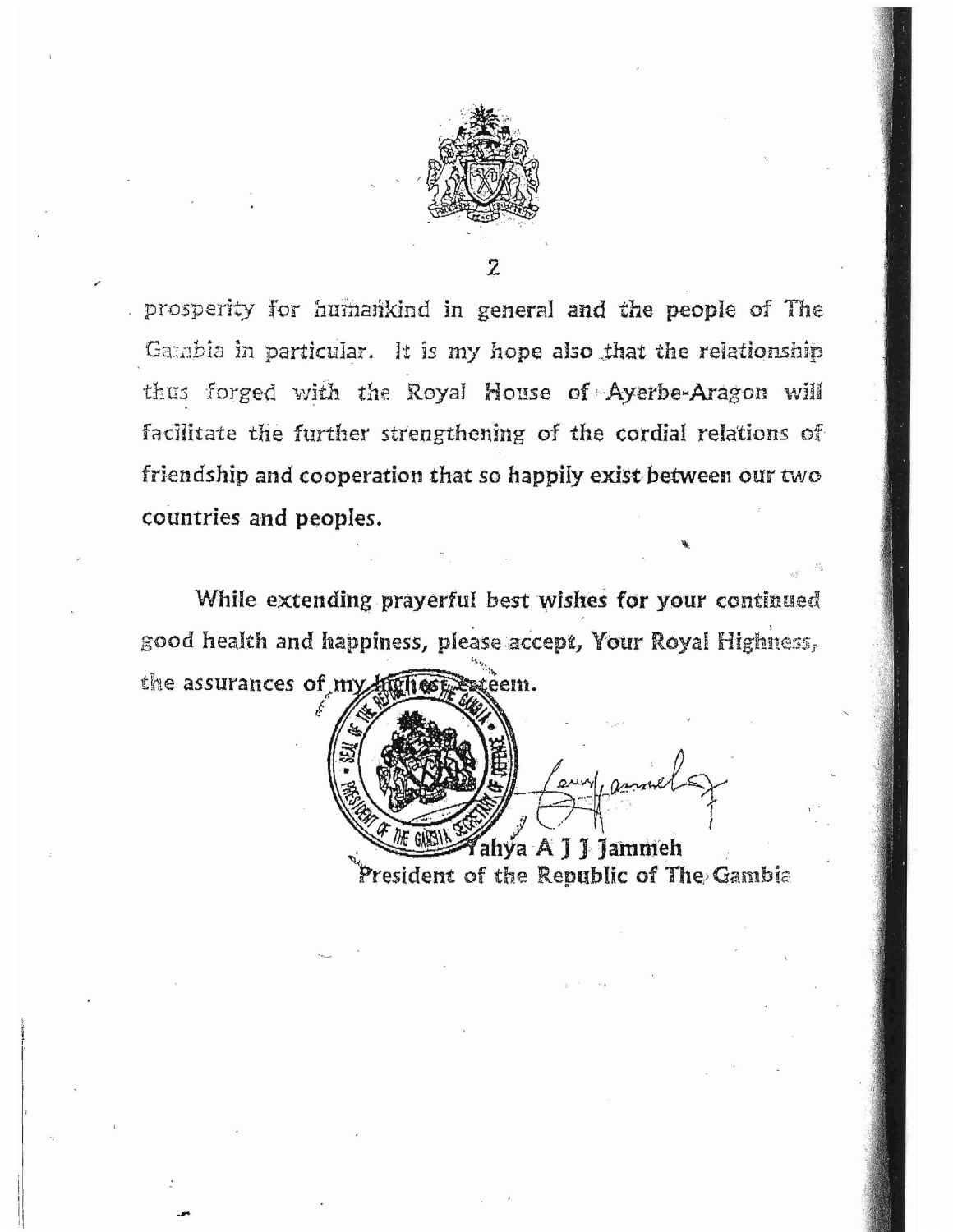prosperity for humankind in general and the people of The Gambia in particular. It is my hope also that the relationship thus forged with the Royal House of Ayerbe-Aragon will facilitate the further strengthening of the cordial relations of friendship and cooperation that so happily exist between our two countries and peoples.

While extending prayerful best wishes for your continued good health and happiness, please accept, Your Royal Highness, the assurances of my highest esteem.

SEAL OF THE REPUBLIC OF THE GAMBIA • PRESIDENT OF THE GAMBIA SECRETARY OF DEFENCE

**Yahya A J J Jammeh**
**President of the Republic of The Gambia**